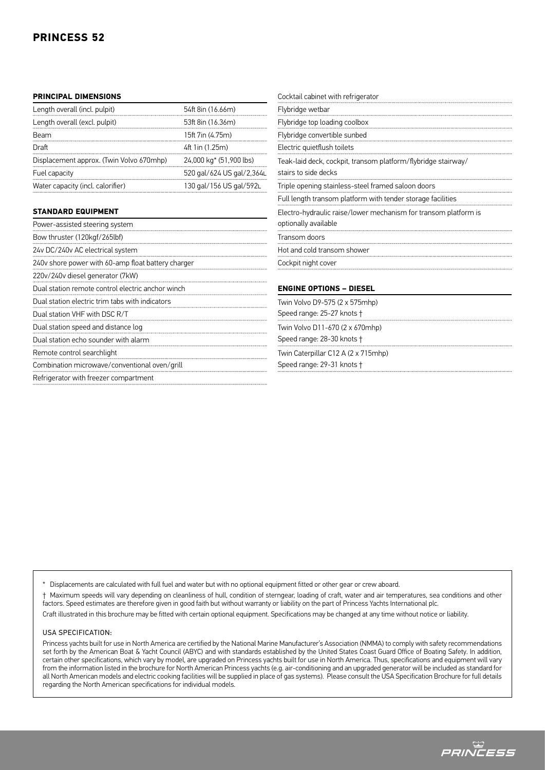# PRINCESS 52

## PRINCIPAL DIMENSIONS

| | |
|---|---|
| Length overall (incl. pulpit) | 54ft 8in (16.66m) |
| Length overall (excl. pulpit) | 53ft 8in (16.36m) |
| Beam | 15ft 7in (4.75m) |
| Draft | 4ft 1in (1.25m) |
| Displacement approx. (Twin Volvo 670mhp) | 24,000 kg* (51,900 lbs) |
| Fuel capacity | 520 gal/624 US gal/2,364L |
| Water capacity (incl. calorifier) | 130 gal/156 US gal/592L |

## STANDARD EQUIPMENT

- Power-assisted steering system
- Bow thruster (120kgf/265lbf)
- 24v DC/240v AC electrical system
- 240v shore power with 60-amp float battery charger
- 220v/240v diesel generator (7kW)
- Dual station remote control electric anchor winch
- Dual station electric trim tabs with indicators
- Dual station VHF with DSC R/T
- Dual station speed and distance log
- Dual station echo sounder with alarm
- Remote control searchlight
- Combination microwave/conventional oven/grill
- Refrigerator with freezer compartment
- Cocktail cabinet with refrigerator
- Flybridge wetbar
- Flybridge top loading coolbox
- Flybridge convertible sunbed
- Electric quietflush toilets
- Teak-laid deck, cockpit, transom platform/flybridge stairway/ stairs to side decks
- Triple opening stainless-steel framed saloon doors
- Full length transom platform with tender storage facilities
- Electro-hydraulic raise/lower mechanism for transom platform is optionally available
- Transom doors
- Hot and cold transom shower
- Cockpit night cover

## ENGINE OPTIONS – DIESEL

Twin Volvo D9-575 (2 x 575mhp)
Speed range: 25-27 knots †

Twin Volvo D11-670 (2 x 670mhp)
Speed range: 28-30 knots †

Twin Caterpillar C12 A (2 x 715mhp)
Speed range: 29-31 knots †

---

\* Displacements are calculated with full fuel and water but with no optional equipment fitted or other gear or crew aboard.

† Maximum speeds will vary depending on cleanliness of hull, condition of sterngear, loading of craft, water and air temperatures, sea conditions and other factors. Speed estimates are therefore given in good faith but without warranty or liability on the part of Princess Yachts International plc.

Craft illustrated in this brochure may be fitted with certain optional equipment. Specifications may be changed at any time without notice or liability.

USA SPECIFICATION:

Princess yachts built for use in North America are certified by the National Marine Manufacturer's Association (NMMA) to comply with safety recommendations set forth by the American Boat & Yacht Council (ABYC) and with standards established by the United States Coast Guard Office of Boating Safety. In addition, certain other specifications, which vary by model, are upgraded on Princess yachts built for use in North America. Thus, specifications and equipment will vary from the information listed in the brochure for North American Princess yachts (e.g. air-conditioning and an upgraded generator will be included as standard for all North American models and electric cooking facilities will be supplied in place of gas systems). Please consult the USA Specification Brochure for full details regarding the North American specifications for individual models.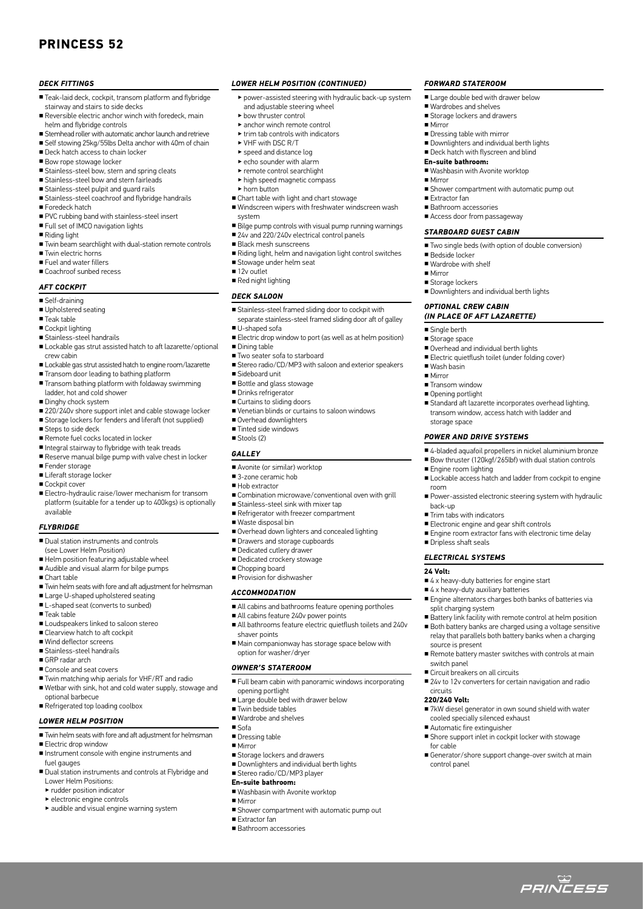# PRINCESS 52

### DECK FITTINGS

- Teak-laid deck, cockpit, transom platform and flybridge stairway and stairs to side decks
- Reversible electric anchor winch with foredeck, main helm and flybridge controls
- Stemhead roller with automatic anchor launch and retrieve
- Self stowing 25kg/55lbs Delta anchor with 40m of chain
- Deck hatch access to chain locker
- Bow rope stowage locker
- Stainless-steel bow, stern and spring cleats
- Stainless-steel bow and stern fairleads
- Stainless-steel pulpit and guard rails
- Stainless-steel coachroof and flybridge handrails
- Foredeck hatch
- PVC rubbing band with stainless-steel insert
- Full set of IMCO navigation lights
- Riding light
- Twin beam searchlight with dual-station remote controls
- Twin electric horns
- Fuel and water fillers
- Coachroof sunbed recess

### AFT COCKPIT

- Self-draining
- Upholstered seating
- Teak table
- Cockpit lighting
- Stainless-steel handrails
- Lockable gas strut assisted hatch to aft lazarette/optional crew cabin
- Lockable gas strut assisted hatch to engine room/lazarette
- Transom door leading to bathing platform
- Transom bathing platform with foldaway swimming ladder, hot and cold shower
- Dinghy chock system
- 220/240v shore support inlet and cable stowage locker
- Storage lockers for fenders and liferaft (not supplied)
- Steps to side deck
- Remote fuel cocks located in locker
- Integral stairway to flybridge with teak treads
- Reserve manual bilge pump with valve chest in locker
- Fender storage
- Liferaft storage locker
- Cockpit cover
- Electro-hydraulic raise/lower mechanism for transom platform (suitable for a tender up to 400kgs) is optionally available

### FLYBRIDGE

- Dual station instruments and controls (see Lower Helm Position)
- Helm position featuring adjustable wheel
- Audible and visual alarm for bilge pumps
- Chart table
- Twin helm seats with fore and aft adjustment for helmsman
- Large U-shaped upholstered seating
- L-shaped seat (converts to sunbed)
- Teak table
- Loudspeakers linked to saloon stereo
- Clearview hatch to aft cockpit
- Wind deflector screens
- Stainless-steel handrails
- GRP radar arch
- Console and seat covers
- Twin matching whip aerials for VHF/RT and radio
- Wetbar with sink, hot and cold water supply, stowage and optional barbecue
- Refrigerated top loading coolbox

### LOWER HELM POSITION

- Twin helm seats with fore and aft adjustment for helmsman
- Electric drop window
- Instrument console with engine instruments and fuel gauges
- Dual station instruments and controls at Flybridge and Lower Helm Positions:
  - rudder position indicator
  - electronic engine controls
  - audible and visual engine warning system

### LOWER HELM POSITION (CONTINUED)

  - power-assisted steering with hydraulic back-up system and adjustable steering wheel
  - bow thruster control
  - anchor winch remote control
  - trim tab controls with indicators
  - VHF with DSC R/T
  - speed and distance log
  - echo sounder with alarm
  - remote control searchlight
  - high speed magnetic compass
  - horn button
- Chart table with light and chart stowage
- Windscreen wipers with freshwater windscreen wash system
- Bilge pump controls with visual pump running warnings
- 24v and 220/240v electrical control panels
- Black mesh sunscreens
- Riding light, helm and navigation light control switches
- Stowage under helm seat
- 12v outlet
- Red night lighting

### DECK SALOON

- Stainless-steel framed sliding door to cockpit with separate stainless-steel framed sliding door aft of galley
- U-shaped sofa
- Electric drop window to port (as well as at helm position)
- Dining table
- Two seater sofa to starboard
- Stereo radio/CD/MP3 with saloon and exterior speakers
- Sideboard unit
- Bottle and glass stowage
- Drinks refrigerator
- Curtains to sliding doors
- Venetian blinds or curtains to saloon windows
- Overhead downlighters
- Tinted side windows
- Stools (2)

### GALLEY

- Avonite (or similar) worktop
- 3-zone ceramic hob
- Hob extractor
- Combination microwave/conventional oven with grill
- Stainless-steel sink with mixer tap
- Refrigerator with freezer compartment
- Waste disposal bin
- Overhead down lighters and concealed lighting
- Drawers and storage cupboards
- Dedicated cutlery drawer
- Dedicated crockery stowage
- Chopping board
- Provision for dishwasher

### ACCOMMODATION

- All cabins and bathrooms feature opening portholes
- All cabins feature 240v power points
- All bathrooms feature electric quietflush toilets and 240v shaver points
- Main companionway has storage space below with option for washer/dryer

### OWNER'S STATEROOM

- Full beam cabin with panoramic windows incorporating opening portlight
- Large double bed with drawer below
- Twin bedside tables
- Wardrobe and shelves
- Sofa
- Dressing table
- Mirror
- Storage lockers and drawers
- Downlighters and individual berth lights
- Stereo radio/CD/MP3 player

**En-suite bathroom:**

- Washbasin with Avonite worktop
- Mirror
- Shower compartment with automatic pump out
- Extractor fan
- Bathroom accessories

### FORWARD STATEROOM

- Large double bed with drawer below
- Wardrobes and shelves
- Storage lockers and drawers
- Mirror
- Dressing table with mirror
- Downlighters and individual berth lights
- Deck hatch with flyscreen and blind

**En-suite bathroom:**

- Washbasin with Avonite worktop
- Mirror
- Shower compartment with automatic pump out
- Extractor fan
- Bathroom accessories
- Access door from passageway

### STARBOARD GUEST CABIN

- Two single beds (with option of double conversion)
- Bedside locker
- Wardrobe with shelf
- Mirror
- Storage lockers
- Downlighters and individual berth lights

### OPTIONAL CREW CABIN (IN PLACE OF AFT LAZARETTE)

- Single berth
- Storage space
- Overhead and individual berth lights
- Electric quietflush toilet (under folding cover)
- Wash basin
- Mirror
- Transom window
- Opening portlight
- Standard aft lazarette incorporates overhead lighting, transom window, access hatch with ladder and storage space

### POWER AND DRIVE SYSTEMS

- 4-bladed aquafoil propellers in nickel aluminium bronze
- Bow thruster (120kgf/265lbf) with dual station controls
- Engine room lighting
- Lockable access hatch and ladder from cockpit to engine room
- Power-assisted electronic steering system with hydraulic back-up
- Trim tabs with indicators
- Electronic engine and gear shift controls
- Engine room extractor fans with electronic time delay
- Dripless shaft seals

### ELECTRICAL SYSTEMS

**24 Volt:**

- 4 x heavy-duty batteries for engine start
- 4 x heavy-duty auxiliary batteries
- Engine alternators charges both banks of batteries via split charging system
- Battery link facility with remote control at helm position
- Both battery banks are charged using a voltage sensitive relay that parallels both battery banks when a charging source is present
- Remote battery master switches with controls at main switch panel
- Circuit breakers on all circuits
- 24v to 12v converters for certain navigation and radio circuits

**220/240 Volt:**

- 7kW diesel generator in own sound shield with water cooled specially silenced exhaust
- Automatic fire extinguisher
- Shore support inlet in cockpit locker with stowage for cable
- Generator/shore support change-over switch at main control panel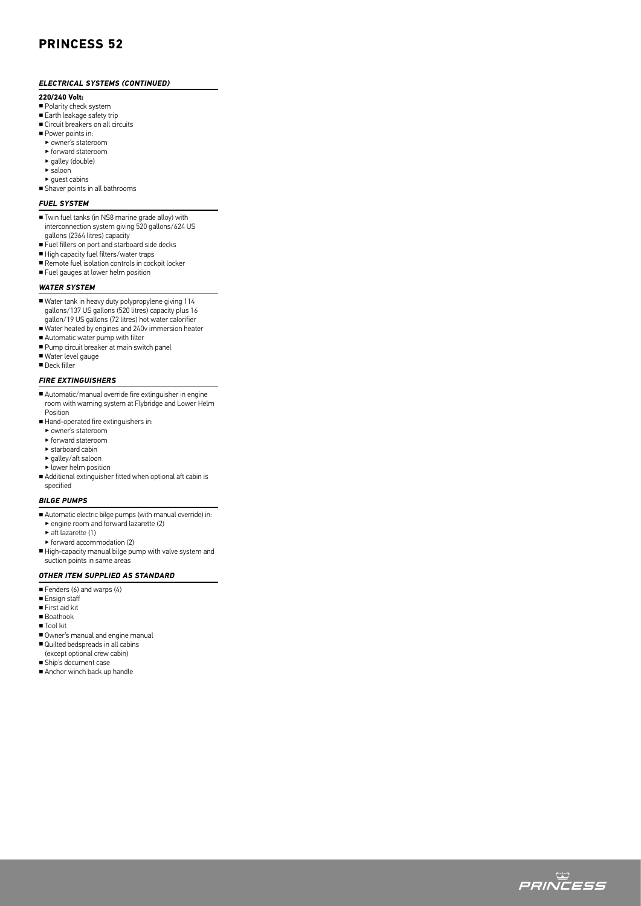# PRINCESS 52

### *ELECTRICAL SYSTEMS (CONTINUED)*

**220/240 Volt:**

- Polarity check system
- Earth leakage safety trip
- Circuit breakers on all circuits
- Power points in:
  - owner's stateroom
  - forward stateroom
  - galley (double)
  - saloon
  - guest cabins
- Shaver points in all bathrooms

### *FUEL SYSTEM*

- Twin fuel tanks (in NS8 marine grade alloy) with interconnection system giving 520 gallons/624 US gallons (2364 litres) capacity
- Fuel fillers on port and starboard side decks
- High capacity fuel filters/water traps
- Remote fuel isolation controls in cockpit locker
- Fuel gauges at lower helm position

### *WATER SYSTEM*

- Water tank in heavy duty polypropylene giving 114 gallons/137 US gallons (520 litres) capacity plus 16 gallon/19 US gallons (72 litres) hot water calorifier
- Water heated by engines and 240v immersion heater
- Automatic water pump with filter
- Pump circuit breaker at main switch panel
- Water level gauge
- Deck filler

### *FIRE EXTINGUISHERS*

- Automatic/manual override fire extinguisher in engine room with warning system at Flybridge and Lower Helm Position
- Hand-operated fire extinguishers in:
  - owner's stateroom
  - forward stateroom
  - starboard cabin
  - galley/aft saloon
  - lower helm position
- Additional extinguisher fitted when optional aft cabin is specified

### *BILGE PUMPS*

- Automatic electric bilge pumps (with manual override) in:
  - engine room and forward lazarette (2)
  - aft lazarette (1)
  - forward accommodation (2)
- High-capacity manual bilge pump with valve system and suction points in same areas

### *OTHER ITEM SUPPLIED AS STANDARD*

- Fenders (6) and warps (4)
- Ensign staff
- First aid kit
- Boathook
- Tool kit
- Owner's manual and engine manual
- Quilted bedspreads in all cabins (except optional crew cabin)
- Ship's document case
- Anchor winch back up handle